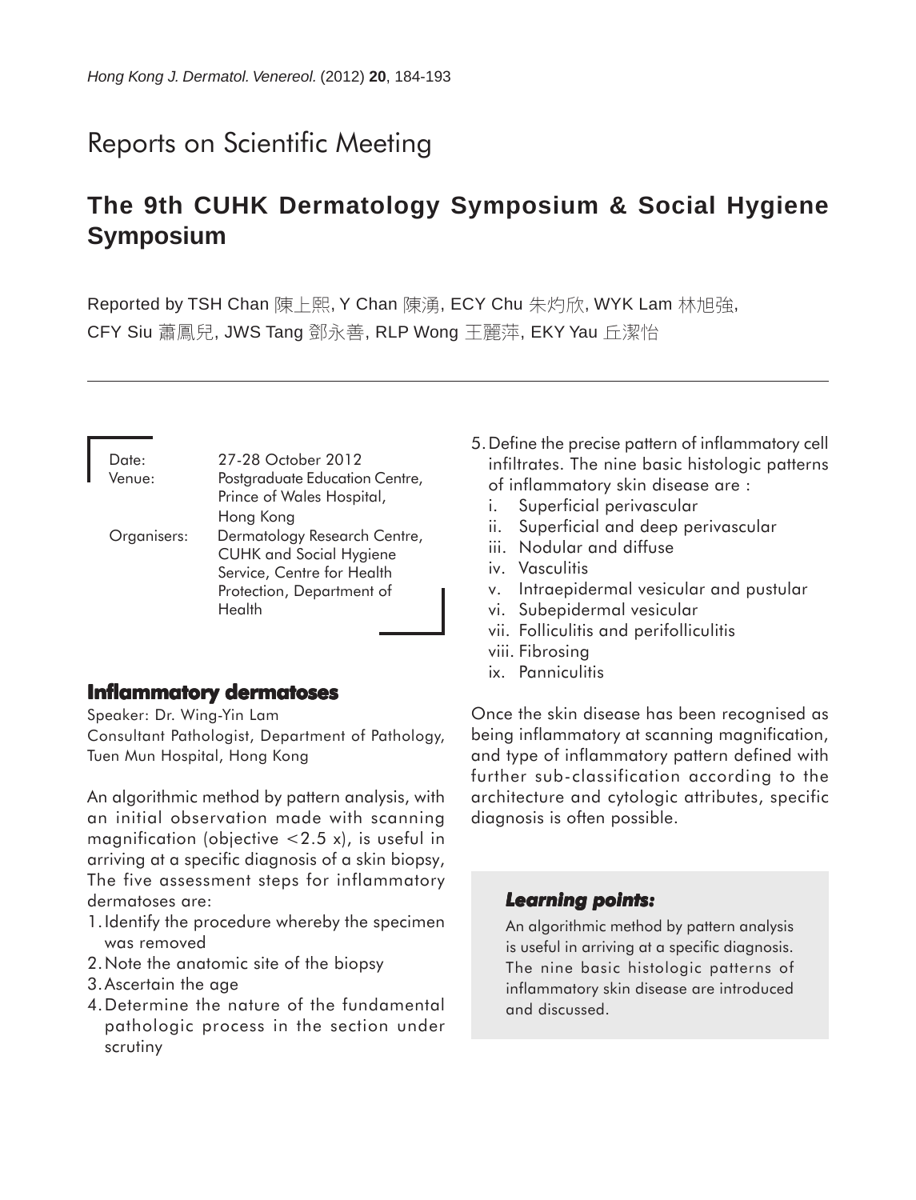Reports on Scientific Meeting

# The 9th CUHK Dermatology Symposium & Social Hygiene Symposium

Reported by TSH Chan 陳上熙, Y Chan 陳湧, ECY Chu 朱灼欣, WYK Lam 林旭強, CFY Siu 蕭鳳兒, JWS Tang 鄧永善, RLP Wong 王麗萍, EKY Yau 丘潔怡

| | |
|---|---|
| Date: | 27-28 October 2012 |
| Venue: | Postgraduate Education Centre, Prince of Wales Hospital, Hong Kong |
| Organisers: | Dermatology Research Centre, CUHK and Social Hygiene Service, Centre for Health Protection, Department of Health |

## Inflammatory dermatoses

Speaker: Dr. Wing-Yin Lam
Consultant Pathologist, Department of Pathology, Tuen Mun Hospital, Hong Kong

An algorithmic method by pattern analysis, with an initial observation made with scanning magnification (objective <2.5 x), is useful in arriving at a specific diagnosis of a skin biopsy, The five assessment steps for inflammatory dermatoses are:

1. Identify the procedure whereby the specimen was removed
2. Note the anatomic site of the biopsy
3. Ascertain the age
4. Determine the nature of the fundamental pathologic process in the section under scrutiny
5. Define the precise pattern of inflammatory cell infiltrates. The nine basic histologic patterns of inflammatory skin disease are :
   i. Superficial perivascular
   ii. Superficial and deep perivascular
   iii. Nodular and diffuse
   iv. Vasculitis
   v. Intraepidermal vesicular and pustular
   vi. Subepidermal vesicular
   vii. Folliculitis and perifolliculitis
   viii. Fibrosing
   ix. Panniculitis

Once the skin disease has been recognised as being inflammatory at scanning magnification, and type of inflammatory pattern defined with further sub-classification according to the architecture and cytologic attributes, specific diagnosis is often possible.

> ***Learning points:***
>
> An algorithmic method by pattern analysis is useful in arriving at a specific diagnosis. The nine basic histologic patterns of inflammatory skin disease are introduced and discussed.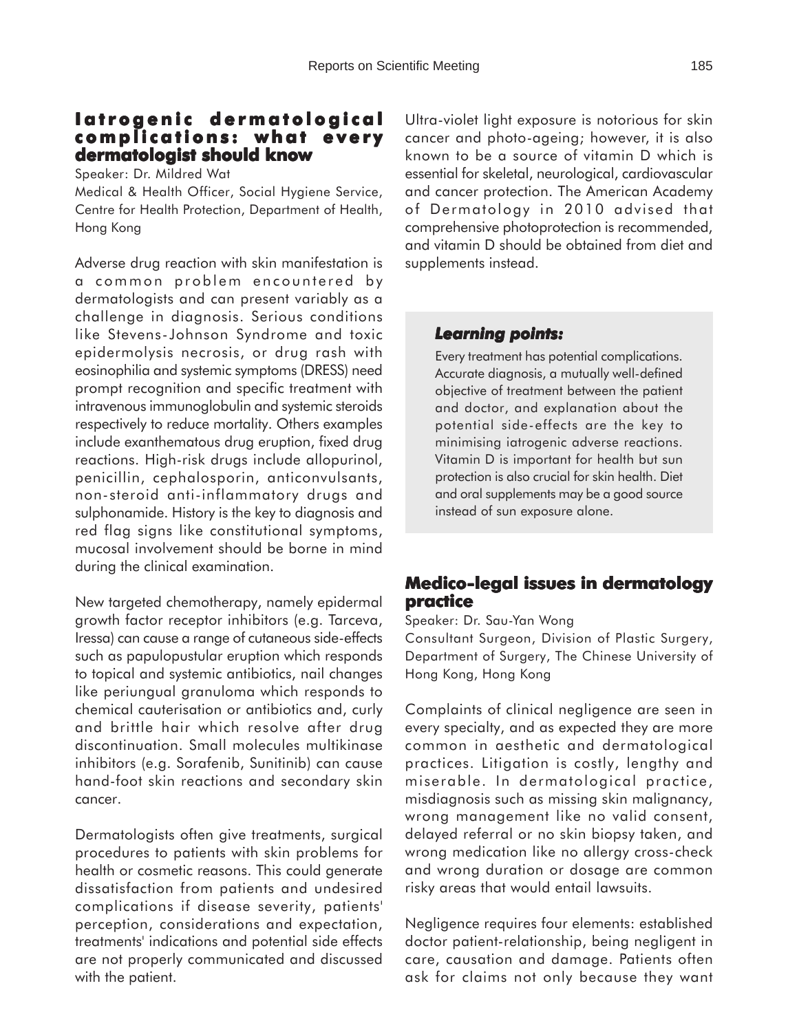## Iatrogenic dermatological complications: what every dermatologist should know

Speaker: Dr. Mildred Wat

Medical & Health Officer, Social Hygiene Service, Centre for Health Protection, Department of Health, Hong Kong

Adverse drug reaction with skin manifestation is a common problem encountered by dermatologists and can present variably as a challenge in diagnosis. Serious conditions like Stevens-Johnson Syndrome and toxic epidermolysis necrosis, or drug rash with eosinophilia and systemic symptoms (DRESS) need prompt recognition and specific treatment with intravenous immunoglobulin and systemic steroids respectively to reduce mortality. Others examples include exanthematous drug eruption, fixed drug reactions. High-risk drugs include allopurinol, penicillin, cephalosporin, anticonvulsants, non-steroid anti-inflammatory drugs and sulphonamide. History is the key to diagnosis and red flag signs like constitutional symptoms, mucosal involvement should be borne in mind during the clinical examination.

New targeted chemotherapy, namely epidermal growth factor receptor inhibitors (e.g. Tarceva, Iressa) can cause a range of cutaneous side-effects such as papulopustular eruption which responds to topical and systemic antibiotics, nail changes like periungual granuloma which responds to chemical cauterisation or antibiotics and, curly and brittle hair which resolve after drug discontinuation. Small molecules multikinase inhibitors (e.g. Sorafenib, Sunitinib) can cause hand-foot skin reactions and secondary skin cancer.

Dermatologists often give treatments, surgical procedures to patients with skin problems for health or cosmetic reasons. This could generate dissatisfaction from patients and undesired complications if disease severity, patients' perception, considerations and expectation, treatments' indications and potential side effects are not properly communicated and discussed with the patient.

Ultra-violet light exposure is notorious for skin cancer and photo-ageing; however, it is also known to be a source of vitamin D which is essential for skeletal, neurological, cardiovascular and cancer protection. The American Academy of Dermatology in 2010 advised that comprehensive photoprotection is recommended, and vitamin D should be obtained from diet and supplements instead.

### *Learning points:*

Every treatment has potential complications. Accurate diagnosis, a mutually well-defined objective of treatment between the patient and doctor, and explanation about the potential side-effects are the key to minimising iatrogenic adverse reactions. Vitamin D is important for health but sun protection is also crucial for skin health. Diet and oral supplements may be a good source instead of sun exposure alone.

## Medico-legal issues in dermatology practice

Speaker: Dr. Sau-Yan Wong

Consultant Surgeon, Division of Plastic Surgery, Department of Surgery, The Chinese University of Hong Kong, Hong Kong

Complaints of clinical negligence are seen in every specialty, and as expected they are more common in aesthetic and dermatological practices. Litigation is costly, lengthy and miserable. In dermatological practice, misdiagnosis such as missing skin malignancy, wrong management like no valid consent, delayed referral or no skin biopsy taken, and wrong medication like no allergy cross-check and wrong duration or dosage are common risky areas that would entail lawsuits.

Negligence requires four elements: established doctor patient-relationship, being negligent in care, causation and damage. Patients often ask for claims not only because they want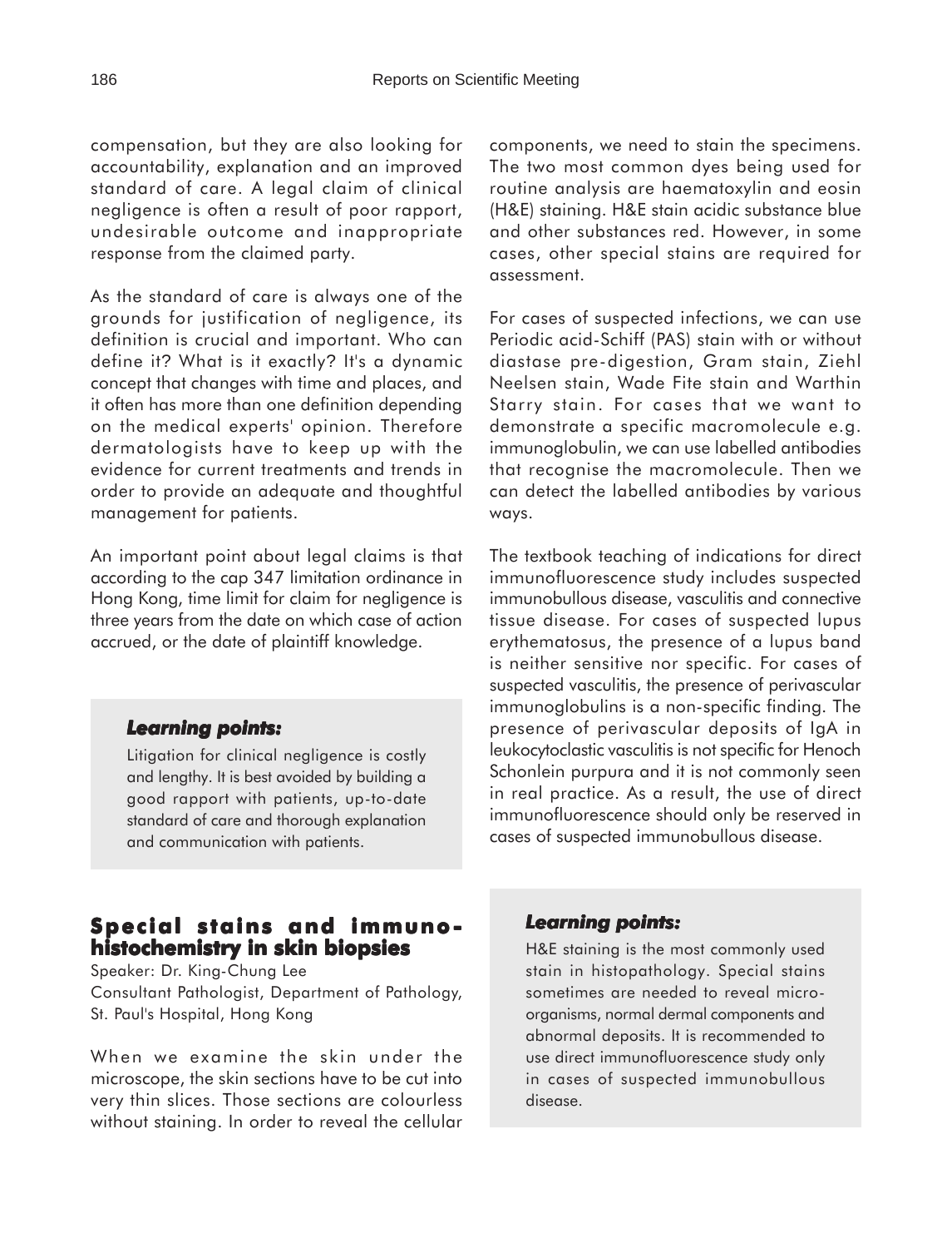compensation, but they are also looking for accountability, explanation and an improved standard of care. A legal claim of clinical negligence is often a result of poor rapport, undesirable outcome and inappropriate response from the claimed party.

As the standard of care is always one of the grounds for justification of negligence, its definition is crucial and important. Who can define it? What is it exactly? It's a dynamic concept that changes with time and places, and it often has more than one definition depending on the medical experts' opinion. Therefore dermatologists have to keep up with the evidence for current treatments and trends in order to provide an adequate and thoughtful management for patients.

An important point about legal claims is that according to the cap 347 limitation ordinance in Hong Kong, time limit for claim for negligence is three years from the date on which case of action accrued, or the date of plaintiff knowledge.

> ***Learning points:***
>
> Litigation for clinical negligence is costly and lengthy. It is best avoided by building a good rapport with patients, up-to-date standard of care and thorough explanation and communication with patients.

## Special stains and immunohistochemistry in skin biopsies

Speaker: Dr. King-Chung Lee
Consultant Pathologist, Department of Pathology, St. Paul's Hospital, Hong Kong

When we examine the skin under the microscope, the skin sections have to be cut into very thin slices. Those sections are colourless without staining. In order to reveal the cellular components, we need to stain the specimens. The two most common dyes being used for routine analysis are haematoxylin and eosin (H&E) staining. H&E stain acidic substance blue and other substances red. However, in some cases, other special stains are required for assessment.

For cases of suspected infections, we can use Periodic acid-Schiff (PAS) stain with or without diastase pre-digestion, Gram stain, Ziehl Neelsen stain, Wade Fite stain and Warthin Starry stain. For cases that we want to demonstrate a specific macromolecule e.g. immunoglobulin, we can use labelled antibodies that recognise the macromolecule. Then we can detect the labelled antibodies by various ways.

The textbook teaching of indications for direct immunofluorescence study includes suspected immunobullous disease, vasculitis and connective tissue disease. For cases of suspected lupus erythematosus, the presence of a lupus band is neither sensitive nor specific. For cases of suspected vasculitis, the presence of perivascular immunoglobulins is a non-specific finding. The presence of perivascular deposits of IgA in leukocytoclastic vasculitis is not specific for Henoch Schonlein purpura and it is not commonly seen in real practice. As a result, the use of direct immunofluorescence should only be reserved in cases of suspected immunobullous disease.

> ***Learning points:***
>
> H&E staining is the most commonly used stain in histopathology. Special stains sometimes are needed to reveal microorganisms, normal dermal components and abnormal deposits. It is recommended to use direct immunofluorescence study only in cases of suspected immunobullous disease.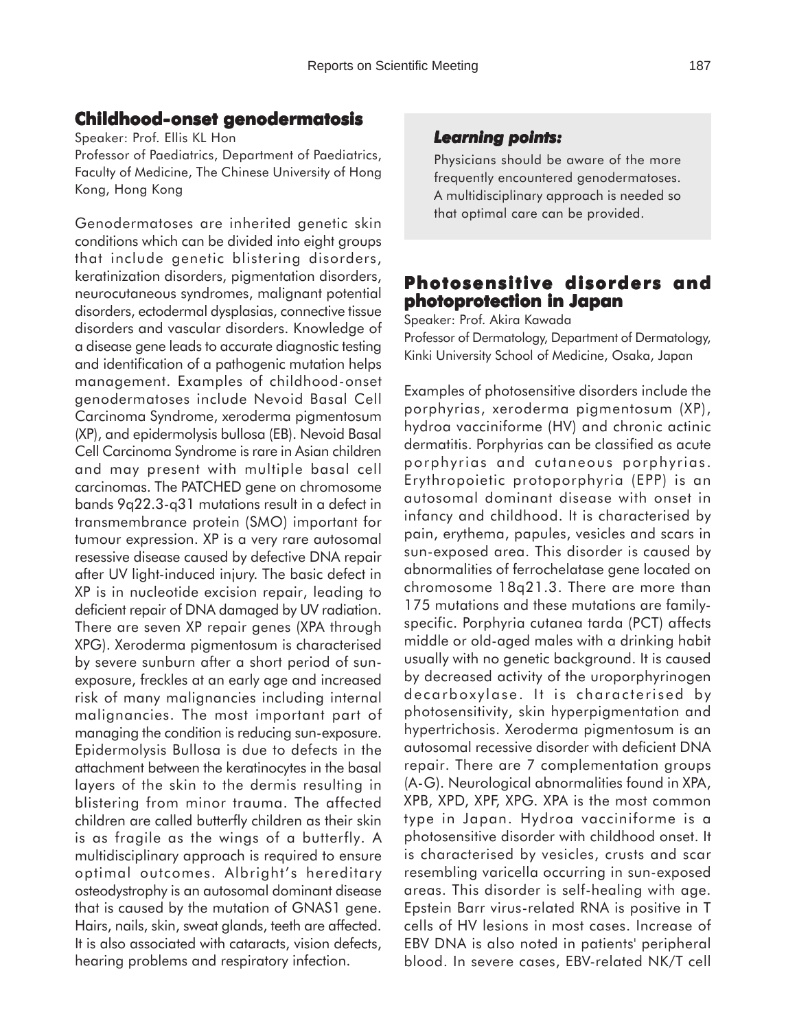## Childhood-onset genodermatosis

Speaker: Prof. Ellis KL Hon

Professor of Paediatrics, Department of Paediatrics, Faculty of Medicine, The Chinese University of Hong Kong, Hong Kong

Genodermatoses are inherited genetic skin conditions which can be divided into eight groups that include genetic blistering disorders, keratinization disorders, pigmentation disorders, neurocutaneous syndromes, malignant potential disorders, ectodermal dysplasias, connective tissue disorders and vascular disorders. Knowledge of a disease gene leads to accurate diagnostic testing and identification of a pathogenic mutation helps management. Examples of childhood-onset genodermatoses include Nevoid Basal Cell Carcinoma Syndrome, xeroderma pigmentosum (XP), and epidermolysis bullosa (EB). Nevoid Basal Cell Carcinoma Syndrome is rare in Asian children and may present with multiple basal cell carcinomas. The PATCHED gene on chromosome bands 9q22.3-q31 mutations result in a defect in transmembrance protein (SMO) important for tumour expression. XP is a very rare autosomal resessive disease caused by defective DNA repair after UV light-induced injury. The basic defect in XP is in nucleotide excision repair, leading to deficient repair of DNA damaged by UV radiation. There are seven XP repair genes (XPA through XPG). Xeroderma pigmentosum is characterised by severe sunburn after a short period of sun-exposure, freckles at an early age and increased risk of many malignancies including internal malignancies. The most important part of managing the condition is reducing sun-exposure. Epidermolysis Bullosa is due to defects in the attachment between the keratinocytes in the basal layers of the skin to the dermis resulting in blistering from minor trauma. The affected children are called butterfly children as their skin is as fragile as the wings of a butterfly. A multidisciplinary approach is required to ensure optimal outcomes. Albright's hereditary osteodystrophy is an autosomal dominant disease that is caused by the mutation of GNAS1 gene. Hairs, nails, skin, sweat glands, teeth are affected. It is also associated with cataracts, vision defects, hearing problems and respiratory infection.

### *Learning points:*

Physicians should be aware of the more frequently encountered genodermatoses. A multidisciplinary approach is needed so that optimal care can be provided.

## Photosensitive disorders and photoprotection in Japan

Speaker: Prof. Akira Kawada

Professor of Dermatology, Department of Dermatology, Kinki University School of Medicine, Osaka, Japan

Examples of photosensitive disorders include the porphyrias, xeroderma pigmentosum (XP), hydroa vacciniforme (HV) and chronic actinic dermatitis. Porphyrias can be classified as acute porphyrias and cutaneous porphyrias. Erythropoietic protoporphyria (EPP) is an autosomal dominant disease with onset in infancy and childhood. It is characterised by pain, erythema, papules, vesicles and scars in sun-exposed area. This disorder is caused by abnormalities of ferrochelatase gene located on chromosome 18q21.3. There are more than 175 mutations and these mutations are family-specific. Porphyria cutanea tarda (PCT) affects middle or old-aged males with a drinking habit usually with no genetic background. It is caused by decreased activity of the uroporphyrinogen decarboxylase. It is characterised by photosensitivity, skin hyperpigmentation and hypertrichosis. Xeroderma pigmentosum is an autosomal recessive disorder with deficient DNA repair. There are 7 complementation groups (A-G). Neurological abnormalities found in XPA, XPB, XPD, XPF, XPG. XPA is the most common type in Japan. Hydroa vacciniforme is a photosensitive disorder with childhood onset. It is characterised by vesicles, crusts and scar resembling varicella occurring in sun-exposed areas. This disorder is self-healing with age. Epstein Barr virus-related RNA is positive in T cells of HV lesions in most cases. Increase of EBV DNA is also noted in patients' peripheral blood. In severe cases, EBV-related NK/T cell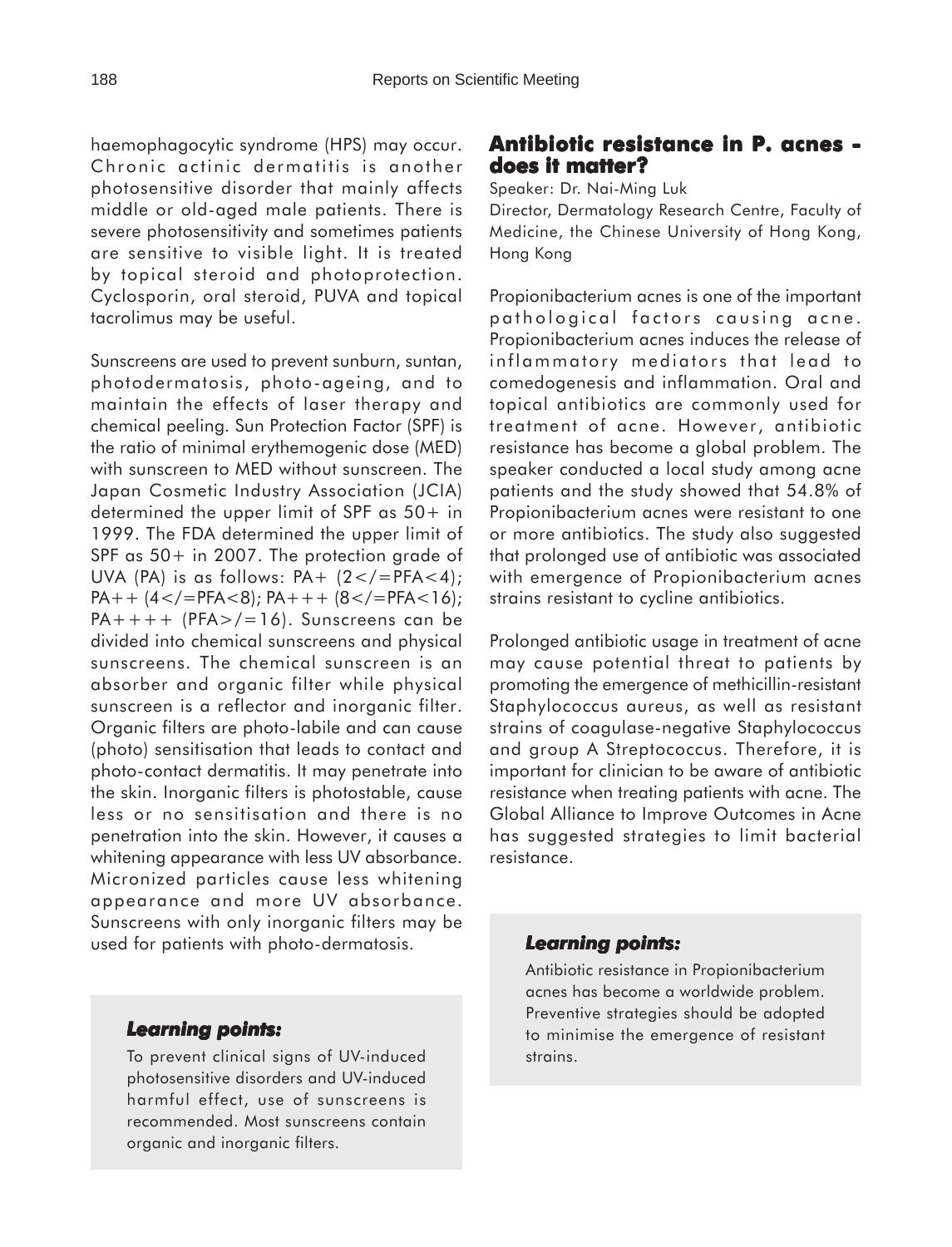haemophagocytic syndrome (HPS) may occur. Chronic actinic dermatitis is another photosensitive disorder that mainly affects middle or old-aged male patients. There is severe photosensitivity and sometimes patients are sensitive to visible light. It is treated by topical steroid and photoprotection. Cyclosporin, oral steroid, PUVA and topical tacrolimus may be useful.

Sunscreens are used to prevent sunburn, suntan, photodermatosis, photo-ageing, and to maintain the effects of laser therapy and chemical peeling. Sun Protection Factor (SPF) is the ratio of minimal erythemogenic dose (MED) with sunscreen to MED without sunscreen. The Japan Cosmetic Industry Association (JCIA) determined the upper limit of SPF as 50+ in 1999. The FDA determined the upper limit of SPF as 50+ in 2007. The protection grade of UVA (PA) is as follows: PA+ (2</=PFA<4); PA++ (4</=PFA<8); PA+++ (8</=PFA<16); PA++++ (PFA>/=16). Sunscreens can be divided into chemical sunscreens and physical sunscreens. The chemical sunscreen is an absorber and organic filter while physical sunscreen is a reflector and inorganic filter. Organic filters are photo-labile and can cause (photo) sensitisation that leads to contact and photo-contact dermatitis. It may penetrate into the skin. Inorganic filters is photostable, cause less or no sensitisation and there is no penetration into the skin. However, it causes a whitening appearance with less UV absorbance. Micronized particles cause less whitening appearance and more UV absorbance. Sunscreens with only inorganic filters may be used for patients with photo-dermatosis.

***Learning points:***

To prevent clinical signs of UV-induced photosensitive disorders and UV-induced harmful effect, use of sunscreens is recommended. Most sunscreens contain organic and inorganic filters.

## Antibiotic resistance in P. acnes - does it matter?

Speaker: Dr. Nai-Ming Luk

Director, Dermatology Research Centre, Faculty of Medicine, the Chinese University of Hong Kong, Hong Kong

Propionibacterium acnes is one of the important pathological factors causing acne. Propionibacterium acnes induces the release of inflammatory mediators that lead to comedogenesis and inflammation. Oral and topical antibiotics are commonly used for treatment of acne. However, antibiotic resistance has become a global problem. The speaker conducted a local study among acne patients and the study showed that 54.8% of Propionibacterium acnes were resistant to one or more antibiotics. The study also suggested that prolonged use of antibiotic was associated with emergence of Propionibacterium acnes strains resistant to cycline antibiotics.

Prolonged antibiotic usage in treatment of acne may cause potential threat to patients by promoting the emergence of methicillin-resistant Staphylococcus aureus, as well as resistant strains of coagulase-negative Staphylococcus and group A Streptococcus. Therefore, it is important for clinician to be aware of antibiotic resistance when treating patients with acne. The Global Alliance to Improve Outcomes in Acne has suggested strategies to limit bacterial resistance.

***Learning points:***

Antibiotic resistance in Propionibacterium acnes has become a worldwide problem. Preventive strategies should be adopted to minimise the emergence of resistant strains.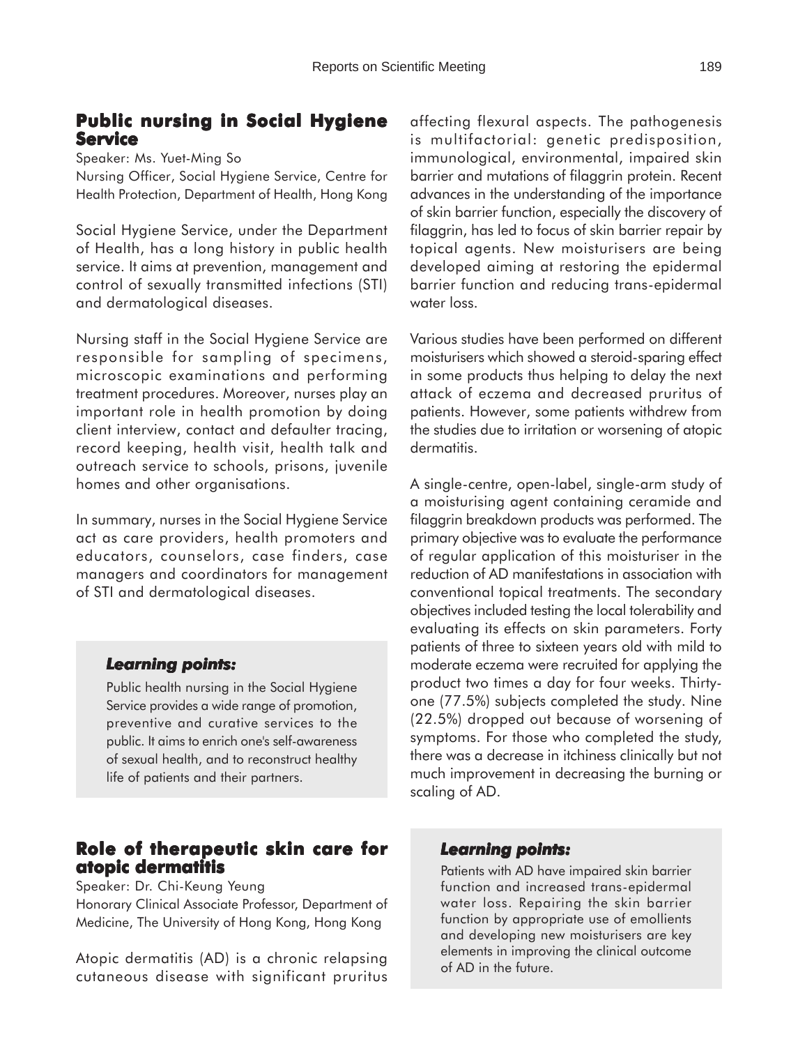## Public nursing in Social Hygiene Service

Speaker: Ms. Yuet-Ming So

Nursing Officer, Social Hygiene Service, Centre for Health Protection, Department of Health, Hong Kong

Social Hygiene Service, under the Department of Health, has a long history in public health service. It aims at prevention, management and control of sexually transmitted infections (STI) and dermatological diseases.

Nursing staff in the Social Hygiene Service are responsible for sampling of specimens, microscopic examinations and performing treatment procedures. Moreover, nurses play an important role in health promotion by doing client interview, contact and defaulter tracing, record keeping, health visit, health talk and outreach service to schools, prisons, juvenile homes and other organisations.

In summary, nurses in the Social Hygiene Service act as care providers, health promoters and educators, counselors, case finders, case managers and coordinators for management of STI and dermatological diseases.

### *Learning points:*

Public health nursing in the Social Hygiene Service provides a wide range of promotion, preventive and curative services to the public. It aims to enrich one's self-awareness of sexual health, and to reconstruct healthy life of patients and their partners.

## Role of therapeutic skin care for atopic dermatitis

Speaker: Dr. Chi-Keung Yeung

Honorary Clinical Associate Professor, Department of Medicine, The University of Hong Kong, Hong Kong

Atopic dermatitis (AD) is a chronic relapsing cutaneous disease with significant pruritus affecting flexural aspects. The pathogenesis is multifactorial: genetic predisposition, immunological, environmental, impaired skin barrier and mutations of filaggrin protein. Recent advances in the understanding of the importance of skin barrier function, especially the discovery of filaggrin, has led to focus of skin barrier repair by topical agents. New moisturisers are being developed aiming at restoring the epidermal barrier function and reducing trans-epidermal water loss.

Various studies have been performed on different moisturisers which showed a steroid-sparing effect in some products thus helping to delay the next attack of eczema and decreased pruritus of patients. However, some patients withdrew from the studies due to irritation or worsening of atopic dermatitis.

A single-centre, open-label, single-arm study of a moisturising agent containing ceramide and filaggrin breakdown products was performed. The primary objective was to evaluate the performance of regular application of this moisturiser in the reduction of AD manifestations in association with conventional topical treatments. The secondary objectives included testing the local tolerability and evaluating its effects on skin parameters. Forty patients of three to sixteen years old with mild to moderate eczema were recruited for applying the product two times a day for four weeks. Thirty-one (77.5%) subjects completed the study. Nine (22.5%) dropped out because of worsening of symptoms. For those who completed the study, there was a decrease in itchiness clinically but not much improvement in decreasing the burning or scaling of AD.

### *Learning points:*

Patients with AD have impaired skin barrier function and increased trans-epidermal water loss. Repairing the skin barrier function by appropriate use of emollients and developing new moisturisers are key elements in improving the clinical outcome of AD in the future.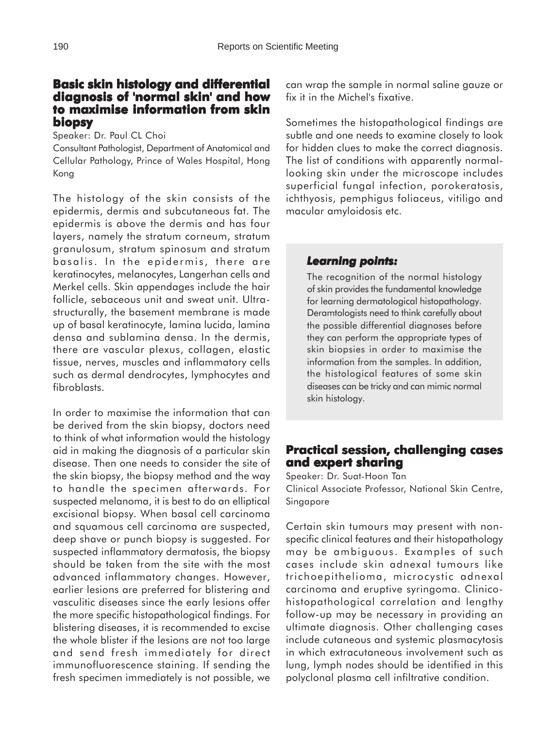## Basic skin histology and differential diagnosis of 'normal skin' and how to maximise information from skin biopsy

Speaker: Dr. Paul CL Choi

Consultant Pathologist, Department of Anatomical and Cellular Pathology, Prince of Wales Hospital, Hong Kong

The histology of the skin consists of the epidermis, dermis and subcutaneous fat. The epidermis is above the dermis and has four layers, namely the stratum corneum, stratum granulosum, stratum spinosum and stratum basalis. In the epidermis, there are keratinocytes, melanocytes, Langerhan cells and Merkel cells. Skin appendages include the hair follicle, sebaceous unit and sweat unit. Ultrastructurally, the basement membrane is made up of basal keratinocyte, lamina lucida, lamina densa and sublamina densa. In the dermis, there are vascular plexus, collagen, elastic tissue, nerves, muscles and inflammatory cells such as dermal dendrocytes, lymphocytes and fibroblasts.

In order to maximise the information that can be derived from the skin biopsy, doctors need to think of what information would the histology aid in making the diagnosis of a particular skin disease. Then one needs to consider the site of the skin biopsy, the biopsy method and the way to handle the specimen afterwards. For suspected melanoma, it is best to do an elliptical excisional biopsy. When basal cell carcinoma and squamous cell carcinoma are suspected, deep shave or punch biopsy is suggested. For suspected inflammatory dermatosis, the biopsy should be taken from the site with the most advanced inflammatory changes. However, earlier lesions are preferred for blistering and vasculitic diseases since the early lesions offer the more specific histopathological findings. For blistering diseases, it is recommended to excise the whole blister if the lesions are not too large and send fresh immediately for direct immunofluorescence staining. If sending the fresh specimen immediately is not possible, we can wrap the sample in normal saline gauze or fix it in the Michel's fixative.

Sometimes the histopathological findings are subtle and one needs to examine closely to look for hidden clues to make the correct diagnosis. The list of conditions with apparently normal-looking skin under the microscope includes superficial fungal infection, porokeratosis, ichthyosis, pemphigus foliaceus, vitiligo and macular amyloidosis etc.

### *Learning points:*

The recognition of the normal histology of skin provides the fundamental knowledge for learning dermatological histopathology. Deramtologists need to think carefully about the possible differential diagnoses before they can perform the appropriate types of skin biopsies in order to maximise the information from the samples. In addition, the histological features of some skin diseases can be tricky and can mimic normal skin histology.

## Practical session, challenging cases and expert sharing

Speaker: Dr. Suat-Hoon Tan

Clinical Associate Professor, National Skin Centre, Singapore

Certain skin tumours may present with non-specific clinical features and their histopathology may be ambiguous. Examples of such cases include skin adnexal tumours like trichoepithelioma, microcystic adnexal carcinoma and eruptive syringoma. Clinico-histopathological correlation and lengthy follow-up may be necessary in providing an ultimate diagnosis. Other challenging cases include cutaneous and systemic plasmacytosis in which extracutaneous involvement such as lung, lymph nodes should be identified in this polyclonal plasma cell infiltrative condition.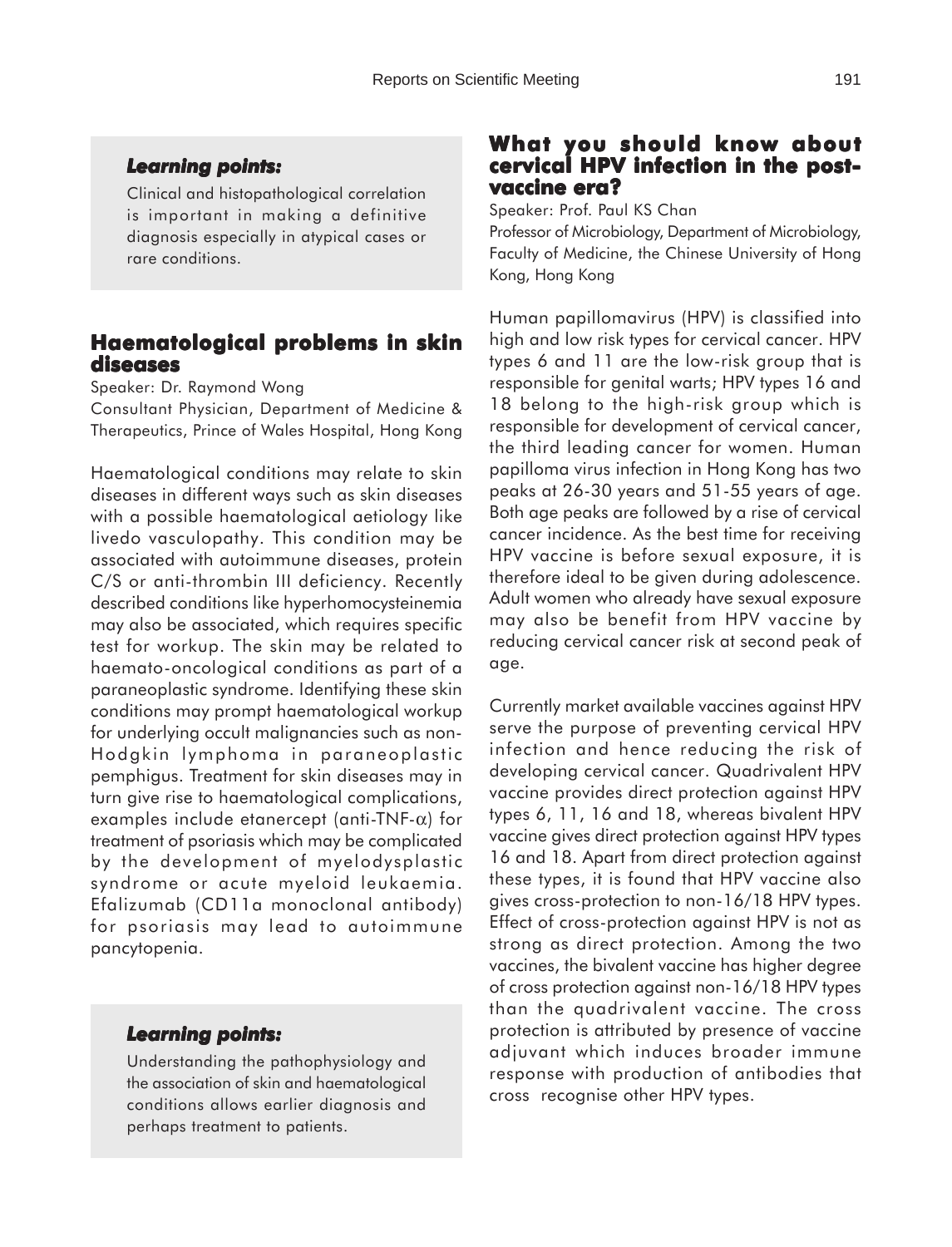### *Learning points:*

Clinical and histopathological correlation is important in making a definitive diagnosis especially in atypical cases or rare conditions.

## Haematological problems in skin diseases

Speaker: Dr. Raymond Wong

Consultant Physician, Department of Medicine & Therapeutics, Prince of Wales Hospital, Hong Kong

Haematological conditions may relate to skin diseases in different ways such as skin diseases with a possible haematological aetiology like livedo vasculopathy. This condition may be associated with autoimmune diseases, protein C/S or anti-thrombin III deficiency. Recently described conditions like hyperhomocysteinemia may also be associated, which requires specific test for workup. The skin may be related to haemato-oncological conditions as part of a paraneoplastic syndrome. Identifying these skin conditions may prompt haematological workup for underlying occult malignancies such as non-Hodgkin lymphoma in paraneoplastic pemphigus. Treatment for skin diseases may in turn give rise to haematological complications, examples include etanercept (anti-TNF-$\alpha$) for treatment of psoriasis which may be complicated by the development of myelodysplastic syndrome or acute myeloid leukaemia. Efalizumab (CD11a monoclonal antibody) for psoriasis may lead to autoimmune pancytopenia.

### *Learning points:*

Understanding the pathophysiology and the association of skin and haematological conditions allows earlier diagnosis and perhaps treatment to patients.

## What you should know about cervical HPV infection in the post-vaccine era?

Speaker: Prof. Paul KS Chan

Professor of Microbiology, Department of Microbiology, Faculty of Medicine, the Chinese University of Hong Kong, Hong Kong

Human papillomavirus (HPV) is classified into high and low risk types for cervical cancer. HPV types 6 and 11 are the low-risk group that is responsible for genital warts; HPV types 16 and 18 belong to the high-risk group which is responsible for development of cervical cancer, the third leading cancer for women. Human papilloma virus infection in Hong Kong has two peaks at 26-30 years and 51-55 years of age. Both age peaks are followed by a rise of cervical cancer incidence. As the best time for receiving HPV vaccine is before sexual exposure, it is therefore ideal to be given during adolescence. Adult women who already have sexual exposure may also be benefit from HPV vaccine by reducing cervical cancer risk at second peak of age.

Currently market available vaccines against HPV serve the purpose of preventing cervical HPV infection and hence reducing the risk of developing cervical cancer. Quadrivalent HPV vaccine provides direct protection against HPV types 6, 11, 16 and 18, whereas bivalent HPV vaccine gives direct protection against HPV types 16 and 18. Apart from direct protection against these types, it is found that HPV vaccine also gives cross-protection to non-16/18 HPV types. Effect of cross-protection against HPV is not as strong as direct protection. Among the two vaccines, the bivalent vaccine has higher degree of cross protection against non-16/18 HPV types than the quadrivalent vaccine. The cross protection is attributed by presence of vaccine adjuvant which induces broader immune response with production of antibodies that cross recognise other HPV types.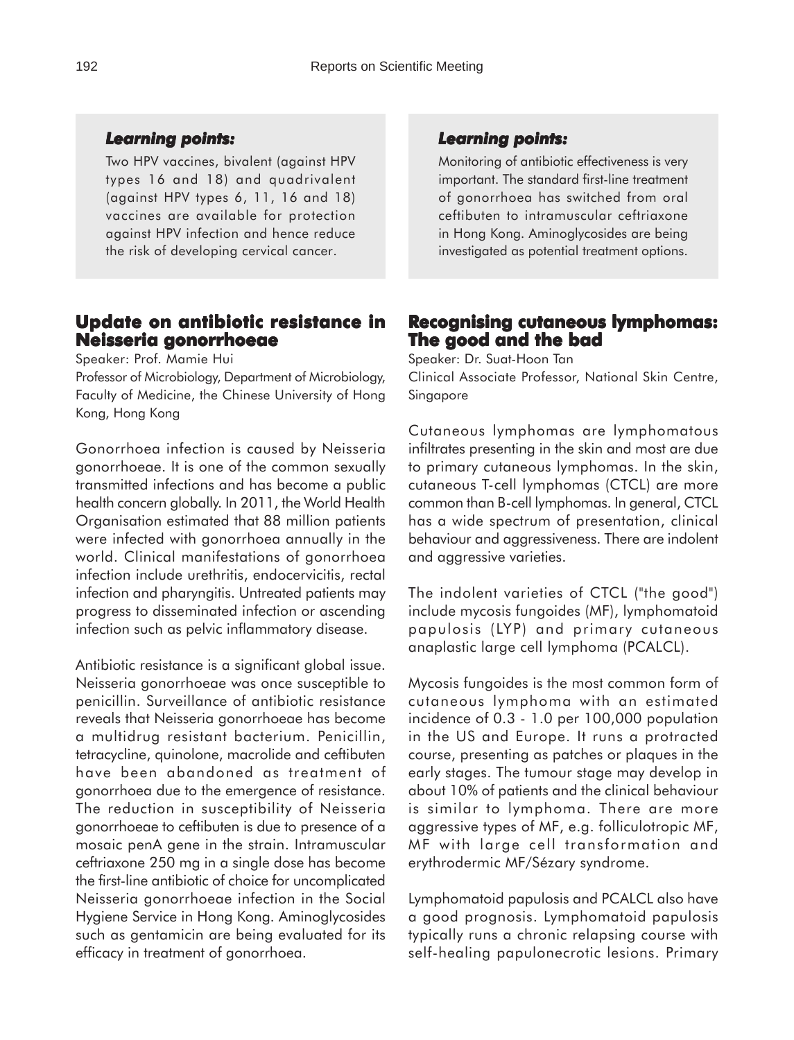### *Learning points:*

Two HPV vaccines, bivalent (against HPV types 16 and 18) and quadrivalent (against HPV types 6, 11, 16 and 18) vaccines are available for protection against HPV infection and hence reduce the risk of developing cervical cancer.

## Update on antibiotic resistance in Neisseria gonorrhoeae

Speaker: Prof. Mamie Hui

Professor of Microbiology, Department of Microbiology, Faculty of Medicine, the Chinese University of Hong Kong, Hong Kong

Gonorrhoea infection is caused by Neisseria gonorrhoeae. It is one of the common sexually transmitted infections and has become a public health concern globally. In 2011, the World Health Organisation estimated that 88 million patients were infected with gonorrhoea annually in the world. Clinical manifestations of gonorrhoea infection include urethritis, endocervicitis, rectal infection and pharyngitis. Untreated patients may progress to disseminated infection or ascending infection such as pelvic inflammatory disease.

Antibiotic resistance is a significant global issue. Neisseria gonorrhoeae was once susceptible to penicillin. Surveillance of antibiotic resistance reveals that Neisseria gonorrhoeae has become a multidrug resistant bacterium. Penicillin, tetracycline, quinolone, macrolide and ceftibuten have been abandoned as treatment of gonorrhoea due to the emergence of resistance. The reduction in susceptibility of Neisseria gonorrhoeae to ceftibuten is due to presence of a mosaic penA gene in the strain. Intramuscular ceftriaxone 250 mg in a single dose has become the first-line antibiotic of choice for uncomplicated Neisseria gonorrhoeae infection in the Social Hygiene Service in Hong Kong. Aminoglycosides such as gentamicin are being evaluated for its efficacy in treatment of gonorrhoea.

### *Learning points:*

Monitoring of antibiotic effectiveness is very important. The standard first-line treatment of gonorrhoea has switched from oral ceftibuten to intramuscular ceftriaxone in Hong Kong. Aminoglycosides are being investigated as potential treatment options.

## Recognising cutaneous lymphomas: The good and the bad

Speaker: Dr. Suat-Hoon Tan

Clinical Associate Professor, National Skin Centre, Singapore

Cutaneous lymphomas are lymphomatous infiltrates presenting in the skin and most are due to primary cutaneous lymphomas. In the skin, cutaneous T-cell lymphomas (CTCL) are more common than B-cell lymphomas. In general, CTCL has a wide spectrum of presentation, clinical behaviour and aggressiveness. There are indolent and aggressive varieties.

The indolent varieties of CTCL ("the good") include mycosis fungoides (MF), lymphomatoid papulosis (LYP) and primary cutaneous anaplastic large cell lymphoma (PCALCL).

Mycosis fungoides is the most common form of cutaneous lymphoma with an estimated incidence of 0.3 - 1.0 per 100,000 population in the US and Europe. It runs a protracted course, presenting as patches or plaques in the early stages. The tumour stage may develop in about 10% of patients and the clinical behaviour is similar to lymphoma. There are more aggressive types of MF, e.g. folliculotropic MF, MF with large cell transformation and erythrodermic MF/Sézary syndrome.

Lymphomatoid papulosis and PCALCL also have a good prognosis. Lymphomatoid papulosis typically runs a chronic relapsing course with self-healing papulonecrotic lesions. Primary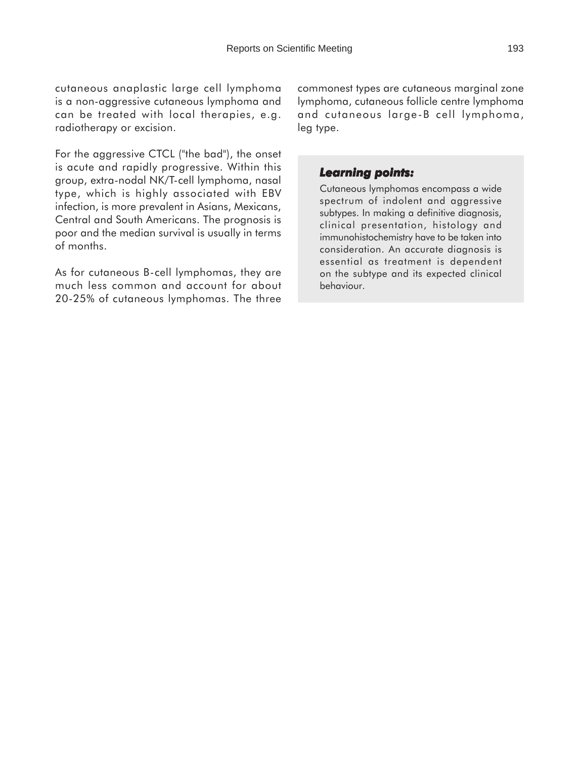cutaneous anaplastic large cell lymphoma is a non-aggressive cutaneous lymphoma and can be treated with local therapies, e.g. radiotherapy or excision.

For the aggressive CTCL ("the bad"), the onset is acute and rapidly progressive. Within this group, extra-nodal NK/T-cell lymphoma, nasal type, which is highly associated with EBV infection, is more prevalent in Asians, Mexicans, Central and South Americans. The prognosis is poor and the median survival is usually in terms of months.

As for cutaneous B-cell lymphomas, they are much less common and account for about 20-25% of cutaneous lymphomas. The three commonest types are cutaneous marginal zone lymphoma, cutaneous follicle centre lymphoma and cutaneous large-B cell lymphoma, leg type.

***Learning points:***

Cutaneous lymphomas encompass a wide spectrum of indolent and aggressive subtypes. In making a definitive diagnosis, clinical presentation, histology and immunohistochemistry have to be taken into consideration. An accurate diagnosis is essential as treatment is dependent on the subtype and its expected clinical behaviour.